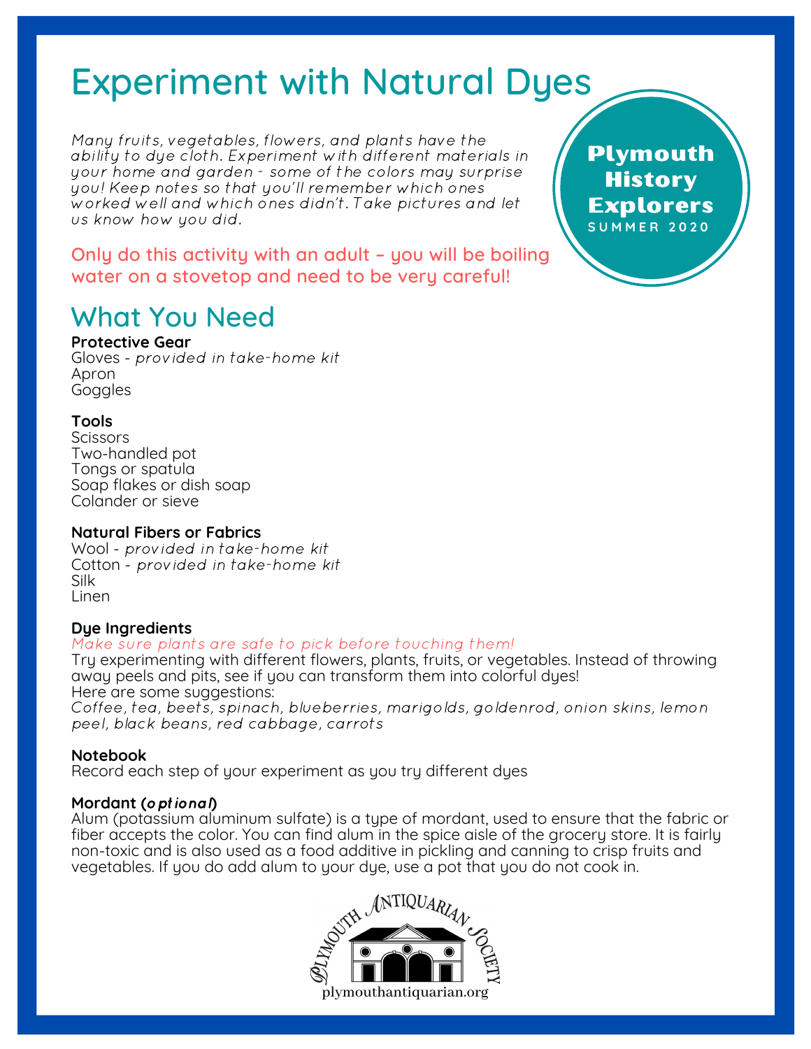# Experiment with Natural Dyes

**Plymouth History Explorers**
SUMMER 2020

*Many fruits, vegetables, flowers, and plants have the ability to dye cloth. Experiment with different materials in your home and garden - some of the colors may surprise you! Keep notes so that you'll remember which ones worked well and which ones didn't. Take pictures and let us know how you did.*

Only do this activity with an adult – you will be boiling water on a stovetop and need to be very careful!

## What You Need

**Protective Gear**
Gloves - *provided in take-home kit*
Apron
Goggles

**Tools**
Scissors
Two-handled pot
Tongs or spatula
Soap flakes or dish soap
Colander or sieve

**Natural Fibers or Fabrics**
Wool - *provided in take-home kit*
Cotton - *provided in take-home kit*
Silk
Linen

**Dye Ingredients**
*Make sure plants are safe to pick before touching them!*
Try experimenting with different flowers, plants, fruits, or vegetables. Instead of throwing away peels and pits, see if you can transform them into colorful dyes!
Here are some suggestions:
*Coffee, tea, beets, spinach, blueberries, marigolds, goldenrod, onion skins, lemon peel, black beans, red cabbage, carrots*

**Notebook**
Record each step of your experiment as you try different dyes

**Mordant (*optional*)**
Alum (potassium aluminum sulfate) is a type of mordant, used to ensure that the fabric or fiber accepts the color. You can find alum in the spice aisle of the grocery store. It is fairly non-toxic and is also used as a food additive in pickling and canning to crisp fruits and vegetables. If you do add alum to your dye, use a pot that you do not cook in.

Plymouth Antiquarian Society
plymouthantiquarian.org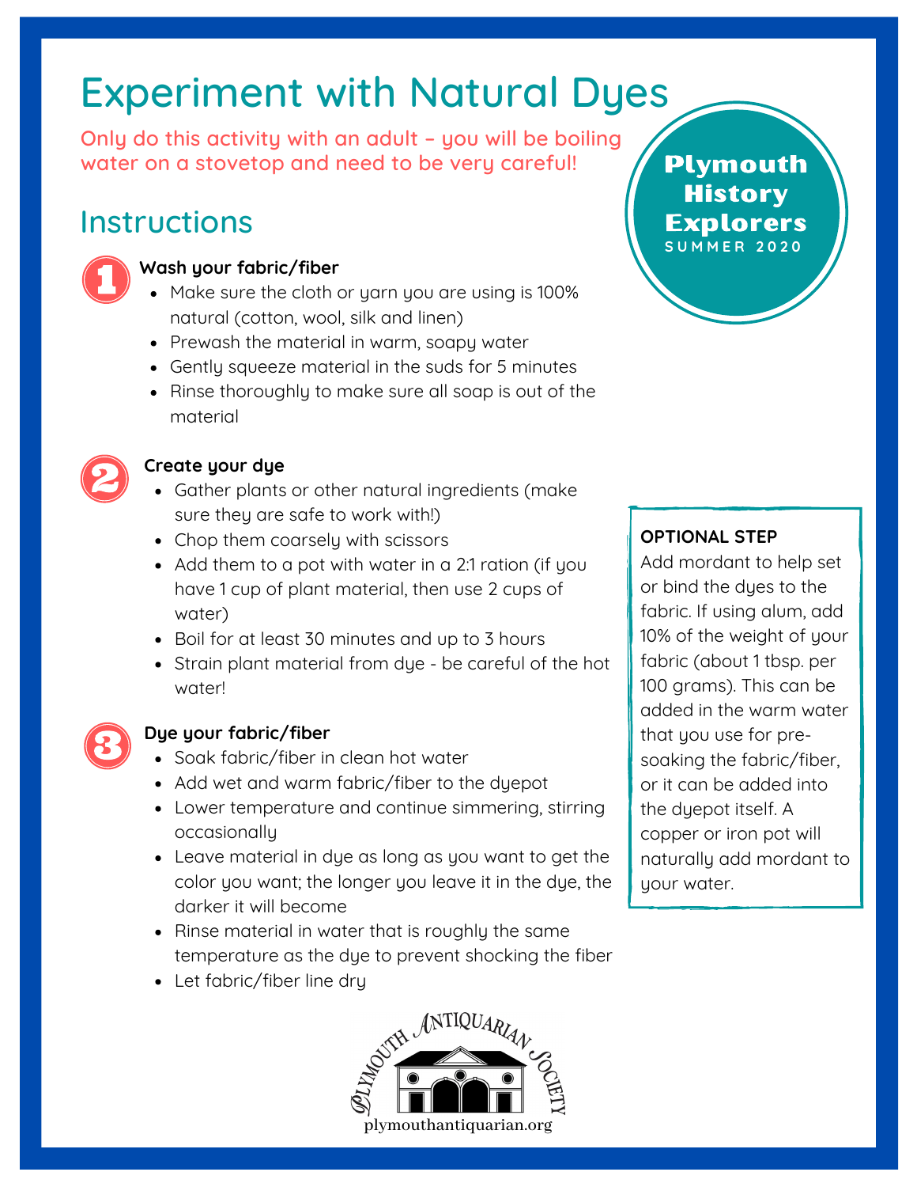# Experiment with Natural Dyes

Only do this activity with an adult – you will be boiling water on a stovetop and need to be very careful!

**Plymouth History Explorers**
SUMMER 2020

## Instructions

### 1 Wash your fabric/fiber

- Make sure the cloth or yarn you are using is 100% natural (cotton, wool, silk and linen)
- Prewash the material in warm, soapy water
- Gently squeeze material in the suds for 5 minutes
- Rinse thoroughly to make sure all soap is out of the material

### 2 Create your dye

- Gather plants or other natural ingredients (make sure they are safe to work with!)
- Chop them coarsely with scissors
- Add them to a pot with water in a 2:1 ration (if you have 1 cup of plant material, then use 2 cups of water)
- Boil for at least 30 minutes and up to 3 hours
- Strain plant material from dye - be careful of the hot water!

### 3 Dye your fabric/fiber

- Soak fabric/fiber in clean hot water
- Add wet and warm fabric/fiber to the dyepot
- Lower temperature and continue simmering, stirring occasionally
- Leave material in dye as long as you want to get the color you want; the longer you leave it in the dye, the darker it will become
- Rinse material in water that is roughly the same temperature as the dye to prevent shocking the fiber
- Let fabric/fiber line dry

**OPTIONAL STEP**
Add mordant to help set or bind the dyes to the fabric. If using alum, add 10% of the weight of your fabric (about 1 tbsp. per 100 grams). This can be added in the warm water that you use for pre-soaking the fabric/fiber, or it can be added into the dyepot itself. A copper or iron pot will naturally add mordant to your water.

Plymouth Antiquarian Society
plymouthantiquarian.org